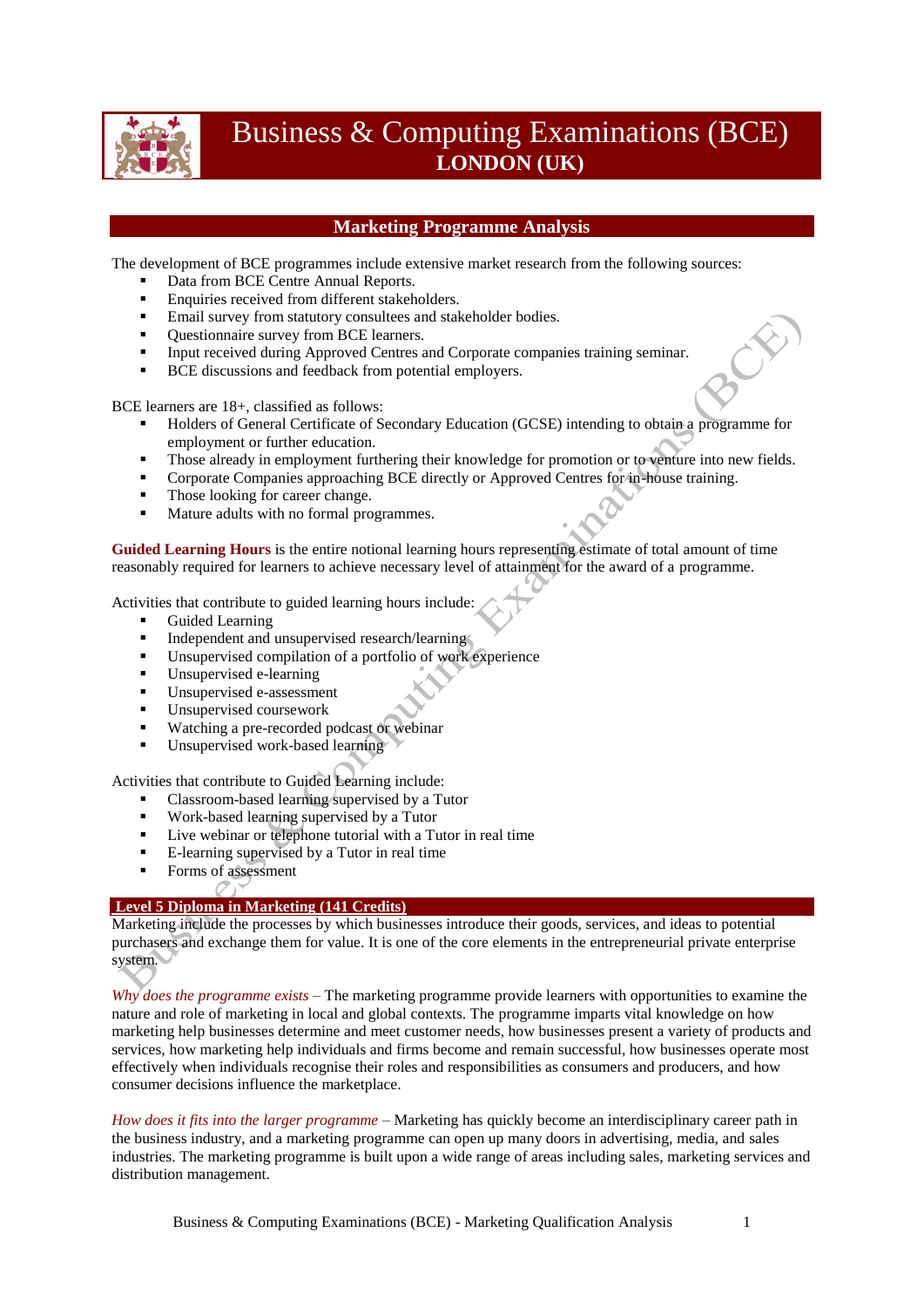# Business & Computing Examinations (BCE)
**LONDON (UK)**

## Marketing Programme Analysis

The development of BCE programmes include extensive market research from the following sources:

- Data from BCE Centre Annual Reports.
- Enquiries received from different stakeholders.
- Email survey from statutory consultees and stakeholder bodies.
- Questionnaire survey from BCE learners.
- Input received during Approved Centres and Corporate companies training seminar.
- BCE discussions and feedback from potential employers.

BCE learners are 18+, classified as follows:

- Holders of General Certificate of Secondary Education (GCSE) intending to obtain a programme for employment or further education.
- Those already in employment furthering their knowledge for promotion or to venture into new fields.
- Corporate Companies approaching BCE directly or Approved Centres for in-house training.
- Those looking for career change.
- Mature adults with no formal programmes.

**Guided Learning Hours** is the entire notional learning hours representing estimate of total amount of time reasonably required for learners to achieve necessary level of attainment for the award of a programme.

Activities that contribute to guided learning hours include:

- Guided Learning
- Independent and unsupervised research/learning
- Unsupervised compilation of a portfolio of work experience
- Unsupervised e-learning
- Unsupervised e-assessment
- Unsupervised coursework
- Watching a pre-recorded podcast or webinar
- Unsupervised work-based learning

Activities that contribute to Guided Learning include:

- Classroom-based learning supervised by a Tutor
- Work-based learning supervised by a Tutor
- Live webinar or telephone tutorial with a Tutor in real time
- E-learning supervised by a Tutor in real time
- Forms of assessment

### Level 5 Diploma in Marketing (141 Credits)

Marketing include the processes by which businesses introduce their goods, services, and ideas to potential purchasers and exchange them for value. It is one of the core elements in the entrepreneurial private enterprise system.

*Why does the programme exists* – The marketing programme provide learners with opportunities to examine the nature and role of marketing in local and global contexts. The programme imparts vital knowledge on how marketing help businesses determine and meet customer needs, how businesses present a variety of products and services, how marketing help individuals and firms become and remain successful, how businesses operate most effectively when individuals recognise their roles and responsibilities as consumers and producers, and how consumer decisions influence the marketplace.

*How does it fits into the larger programme* – Marketing has quickly become an interdisciplinary career path in the business industry, and a marketing programme can open up many doors in advertising, media, and sales industries. The marketing programme is built upon a wide range of areas including sales, marketing services and distribution management.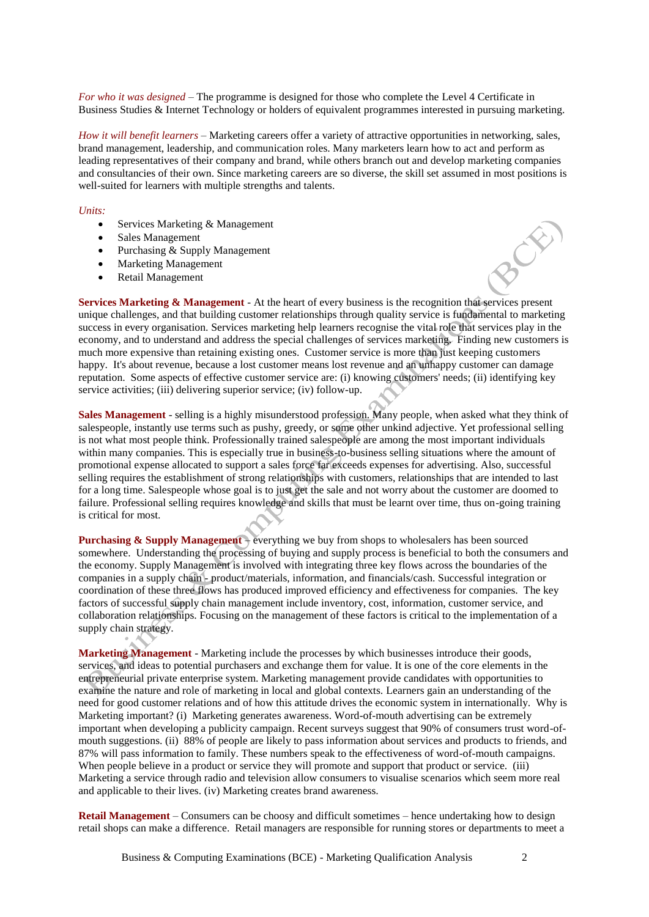*For who it was designed* – The programme is designed for those who complete the Level 4 Certificate in Business Studies & Internet Technology or holders of equivalent programmes interested in pursuing marketing.

*How it will benefit learners* – Marketing careers offer a variety of attractive opportunities in networking, sales, brand management, leadership, and communication roles. Many marketers learn how to act and perform as leading representatives of their company and brand, while others branch out and develop marketing companies and consultancies of their own. Since marketing careers are so diverse, the skill set assumed in most positions is well-suited for learners with multiple strengths and talents.

*Units:*

- Services Marketing & Management
- Sales Management
- Purchasing & Supply Management
- Marketing Management
- Retail Management

**Services Marketing & Management** - At the heart of every business is the recognition that services present unique challenges, and that building customer relationships through quality service is fundamental to marketing success in every organisation. Services marketing help learners recognise the vital role that services play in the economy, and to understand and address the special challenges of services marketing. Finding new customers is much more expensive than retaining existing ones. Customer service is more than just keeping customers happy. It's about revenue, because a lost customer means lost revenue and an unhappy customer can damage reputation. Some aspects of effective customer service are: (i) knowing customers' needs; (ii) identifying key service activities; (iii) delivering superior service; (iv) follow-up.

**Sales Management** - selling is a highly misunderstood profession. Many people, when asked what they think of salespeople, instantly use terms such as pushy, greedy, or some other unkind adjective. Yet professional selling is not what most people think. Professionally trained salespeople are among the most important individuals within many companies. This is especially true in business-to-business selling situations where the amount of promotional expense allocated to support a sales force far exceeds expenses for advertising. Also, successful selling requires the establishment of strong relationships with customers, relationships that are intended to last for a long time. Salespeople whose goal is to just get the sale and not worry about the customer are doomed to failure. Professional selling requires knowledge and skills that must be learnt over time, thus on-going training is critical for most.

**Purchasing & Supply Management** – everything we buy from shops to wholesalers has been sourced somewhere. Understanding the processing of buying and supply process is beneficial to both the consumers and the economy. Supply Management is involved with integrating three key flows across the boundaries of the companies in a supply chain - product/materials, information, and financials/cash. Successful integration or coordination of these three flows has produced improved efficiency and effectiveness for companies. The key factors of successful supply chain management include inventory, cost, information, customer service, and collaboration relationships. Focusing on the management of these factors is critical to the implementation of a supply chain strategy.

**Marketing Management** - Marketing include the processes by which businesses introduce their goods, services, and ideas to potential purchasers and exchange them for value. It is one of the core elements in the entrepreneurial private enterprise system. Marketing management provide candidates with opportunities to examine the nature and role of marketing in local and global contexts. Learners gain an understanding of the need for good customer relations and of how this attitude drives the economic system in internationally. Why is Marketing important? (i) Marketing generates awareness. Word-of-mouth advertising can be extremely important when developing a publicity campaign. Recent surveys suggest that 90% of consumers trust word-of-mouth suggestions. (ii) 88% of people are likely to pass information about services and products to friends, and 87% will pass information to family. These numbers speak to the effectiveness of word-of-mouth campaigns. When people believe in a product or service they will promote and support that product or service. (iii) Marketing a service through radio and television allow consumers to visualise scenarios which seem more real and applicable to their lives. (iv) Marketing creates brand awareness.

**Retail Management** – Consumers can be choosy and difficult sometimes – hence undertaking how to design retail shops can make a difference. Retail managers are responsible for running stores or departments to meet a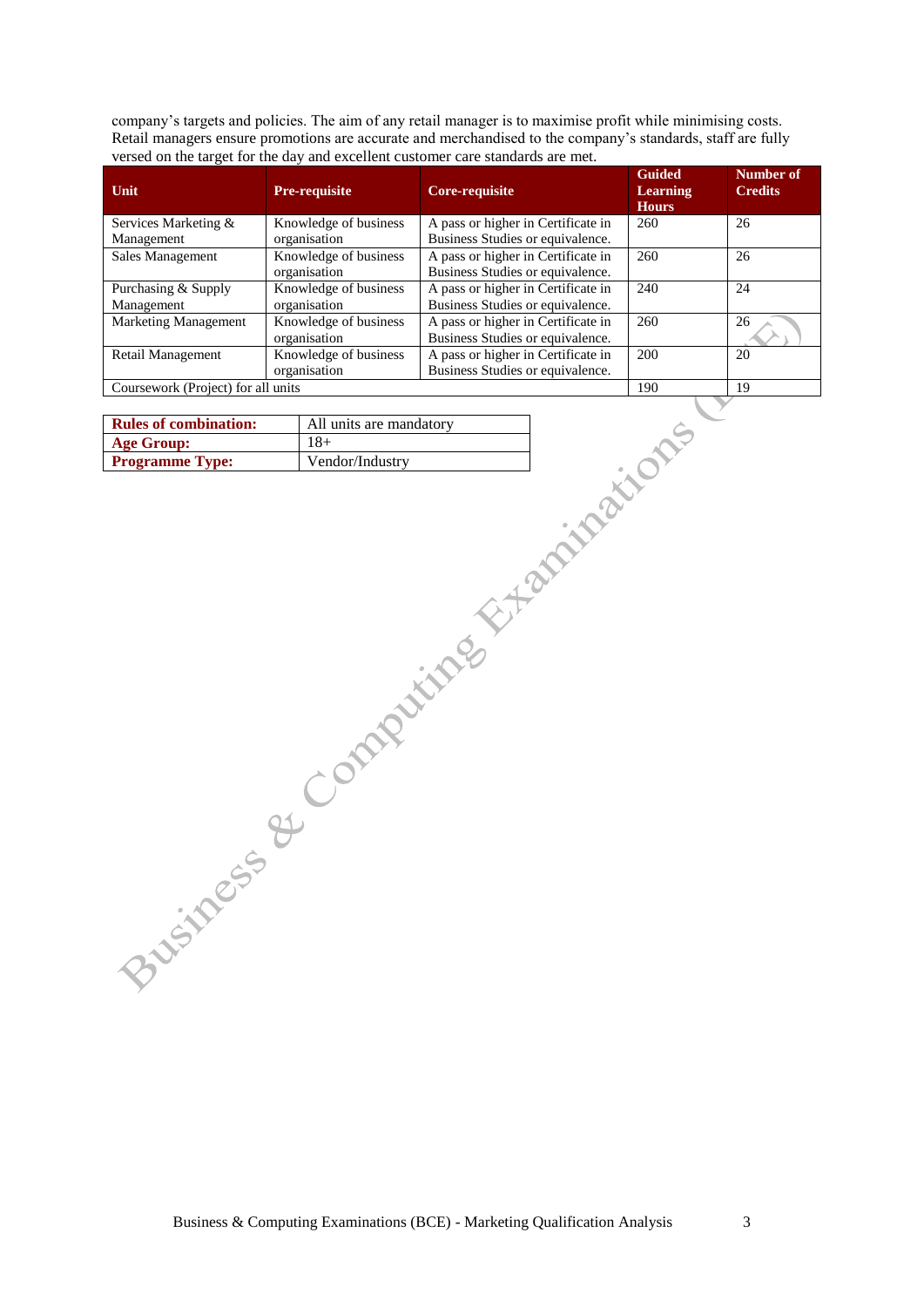company's targets and policies. The aim of any retail manager is to maximise profit while minimising costs. Retail managers ensure promotions are accurate and merchandised to the company's standards, staff are fully versed on the target for the day and excellent customer care standards are met.

| Unit | Pre-requisite | Core-requisite | Guided Learning Hours | Number of Credits |
|---|---|---|---|---|
| Services Marketing & Management | Knowledge of business organisation | A pass or higher in Certificate in Business Studies or equivalence. | 260 | 26 |
| Sales Management | Knowledge of business organisation | A pass or higher in Certificate in Business Studies or equivalence. | 260 | 26 |
| Purchasing & Supply Management | Knowledge of business organisation | A pass or higher in Certificate in Business Studies or equivalence. | 240 | 24 |
| Marketing Management | Knowledge of business organisation | A pass or higher in Certificate in Business Studies or equivalence. | 260 | 26 |
| Retail Management | Knowledge of business organisation | A pass or higher in Certificate in Business Studies or equivalence. | 200 | 20 |
| Coursework (Project) for all units | | | 190 | 19 |

| | |
|---|---|
| **Rules of combination:** | All units are mandatory |
| **Age Group:** | 18+ |
| **Programme Type:** | Vendor/Industry |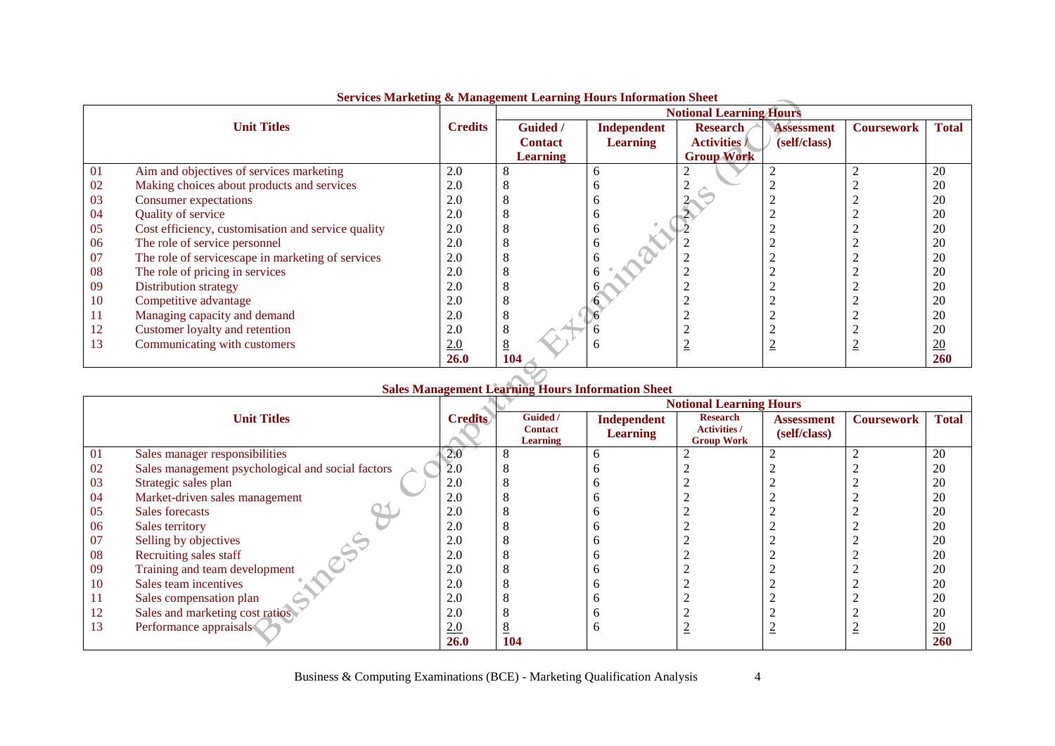**Services Marketing & Management Learning Hours Information Sheet**

| | Unit Titles | Credits | Notional Learning Hours | | | | | |
|---|---|---|---|---|---|---|---|---|
| | | | Guided / Contact Learning | Independent Learning | Research Activities / Group Work | Assessment (self/class) | Coursework | Total |
| 01 | Aim and objectives of services marketing | 2.0 | 8 | 6 | 2 | 2 | 2 | 20 |
| 02 | Making choices about products and services | 2.0 | 8 | 6 | 2 | 2 | 2 | 20 |
| 03 | Consumer expectations | 2.0 | 8 | 6 | 2 | 2 | 2 | 20 |
| 04 | Quality of service | 2.0 | 8 | 6 | 2 | 2 | 2 | 20 |
| 05 | Cost efficiency, customisation and service quality | 2.0 | 8 | 6 | 2 | 2 | 2 | 20 |
| 06 | The role of service personnel | 2.0 | 8 | 6 | 2 | 2 | 2 | 20 |
| 07 | The role of servicescape in marketing of services | 2.0 | 8 | 6 | 2 | 2 | 2 | 20 |
| 08 | The role of pricing in services | 2.0 | 8 | 6 | 2 | 2 | 2 | 20 |
| 09 | Distribution strategy | 2.0 | 8 | 6 | 2 | 2 | 2 | 20 |
| 10 | Competitive advantage | 2.0 | 8 | 6 | 2 | 2 | 2 | 20 |
| 11 | Managing capacity and demand | 2.0 | 8 | 6 | 2 | 2 | 2 | 20 |
| 12 | Customer loyalty and retention | 2.0 | 8 | 6 | 2 | 2 | 2 | 20 |
| 13 | Communicating with customers | 2.0 | 8 | 6 | 2 | 2 | 2 | 20 |
| | | **26.0** | **104** | | | | | **260** |

**Sales Management Learning Hours Information Sheet**

| | Unit Titles | Credits | Notional Learning Hours | | | | | |
|---|---|---|---|---|---|---|---|---|
| | | | Guided / Contact Learning | Independent Learning | Research Activities / Group Work | Assessment (self/class) | Coursework | Total |
| 01 | Sales manager responsibilities | 2.0 | 8 | 6 | 2 | 2 | 2 | 20 |
| 02 | Sales management psychological and social factors | 2.0 | 8 | 6 | 2 | 2 | 2 | 20 |
| 03 | Strategic sales plan | 2.0 | 8 | 6 | 2 | 2 | 2 | 20 |
| 04 | Market-driven sales management | 2.0 | 8 | 6 | 2 | 2 | 2 | 20 |
| 05 | Sales forecasts | 2.0 | 8 | 6 | 2 | 2 | 2 | 20 |
| 06 | Sales territory | 2.0 | 8 | 6 | 2 | 2 | 2 | 20 |
| 07 | Selling by objectives | 2.0 | 8 | 6 | 2 | 2 | 2 | 20 |
| 08 | Recruiting sales staff | 2.0 | 8 | 6 | 2 | 2 | 2 | 20 |
| 09 | Training and team development | 2.0 | 8 | 6 | 2 | 2 | 2 | 20 |
| 10 | Sales team incentives | 2.0 | 8 | 6 | 2 | 2 | 2 | 20 |
| 11 | Sales compensation plan | 2.0 | 8 | 6 | 2 | 2 | 2 | 20 |
| 12 | Sales and marketing cost ratios | 2.0 | 8 | 6 | 2 | 2 | 2 | 20 |
| 13 | Performance appraisals | 2.0 | 8 | 6 | 2 | 2 | 2 | 20 |
| | | **26.0** | **104** | | | | | **260** |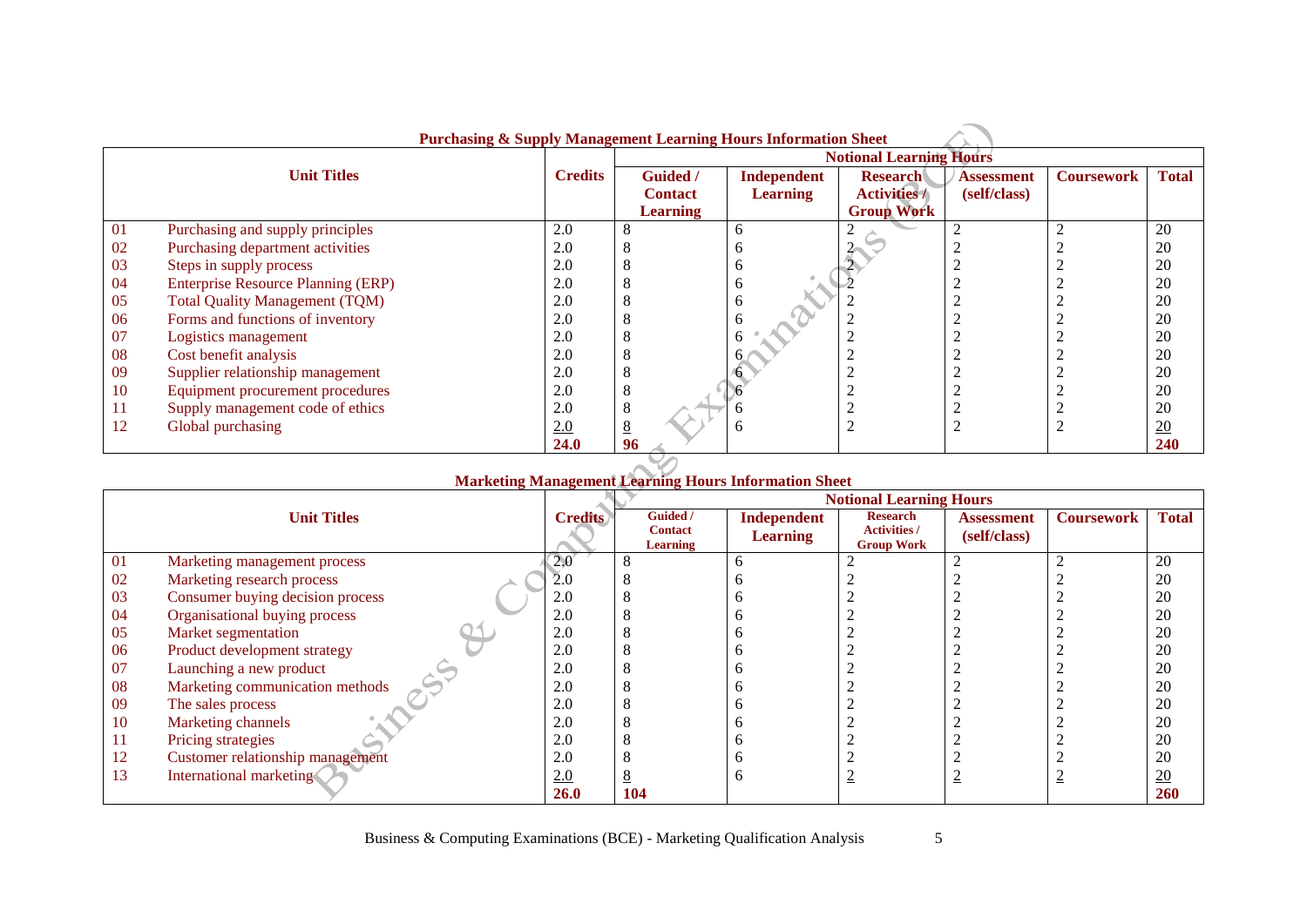**Purchasing & Supply Management Learning Hours Information Sheet**

| | Unit Titles | Credits | Notional Learning Hours | | | | | |
|---|---|---|---|---|---|---|---|---|
| | | | Guided / Contact Learning | Independent Learning | Research Activities / Group Work | Assessment (self/class) | Coursework | Total |
| 01 | Purchasing and supply principles | 2.0 | 8 | 6 | 2 | 2 | 2 | 20 |
| 02 | Purchasing department activities | 2.0 | 8 | 6 | 2 | 2 | 2 | 20 |
| 03 | Steps in supply process | 2.0 | 8 | 6 | 2 | 2 | 2 | 20 |
| 04 | Enterprise Resource Planning (ERP) | 2.0 | 8 | 6 | 2 | 2 | 2 | 20 |
| 05 | Total Quality Management (TQM) | 2.0 | 8 | 6 | 2 | 2 | 2 | 20 |
| 06 | Forms and functions of inventory | 2.0 | 8 | 6 | 2 | 2 | 2 | 20 |
| 07 | Logistics management | 2.0 | 8 | 6 | 2 | 2 | 2 | 20 |
| 08 | Cost benefit analysis | 2.0 | 8 | 6 | 2 | 2 | 2 | 20 |
| 09 | Supplier relationship management | 2.0 | 8 | 6 | 2 | 2 | 2 | 20 |
| 10 | Equipment procurement procedures | 2.0 | 8 | 6 | 2 | 2 | 2 | 20 |
| 11 | Supply management code of ethics | 2.0 | 8 | 6 | 2 | 2 | 2 | 20 |
| 12 | Global purchasing | 2.0 | 8 | 6 | 2 | 2 | 2 | 20 |
| | | **24.0** | **96** | | | | | **240** |

**Marketing Management Learning Hours Information Sheet**

| | Unit Titles | Credits | Notional Learning Hours | | | | | |
|---|---|---|---|---|---|---|---|---|
| | | | Guided / Contact Learning | Independent Learning | Research Activities / Group Work | Assessment (self/class) | Coursework | Total |
| 01 | Marketing management process | 2.0 | 8 | 6 | 2 | 2 | 2 | 20 |
| 02 | Marketing research process | 2.0 | 8 | 6 | 2 | 2 | 2 | 20 |
| 03 | Consumer buying decision process | 2.0 | 8 | 6 | 2 | 2 | 2 | 20 |
| 04 | Organisational buying process | 2.0 | 8 | 6 | 2 | 2 | 2 | 20 |
| 05 | Market segmentation | 2.0 | 8 | 6 | 2 | 2 | 2 | 20 |
| 06 | Product development strategy | 2.0 | 8 | 6 | 2 | 2 | 2 | 20 |
| 07 | Launching a new product | 2.0 | 8 | 6 | 2 | 2 | 2 | 20 |
| 08 | Marketing communication methods | 2.0 | 8 | 6 | 2 | 2 | 2 | 20 |
| 09 | The sales process | 2.0 | 8 | 6 | 2 | 2 | 2 | 20 |
| 10 | Marketing channels | 2.0 | 8 | 6 | 2 | 2 | 2 | 20 |
| 11 | Pricing strategies | 2.0 | 8 | 6 | 2 | 2 | 2 | 20 |
| 12 | Customer relationship management | 2.0 | 8 | 6 | 2 | 2 | 2 | 20 |
| 13 | International marketing | 2.0 | 8 | 6 | 2 | 2 | 2 | 20 |
| | | **26.0** | **104** | | | | | **260** |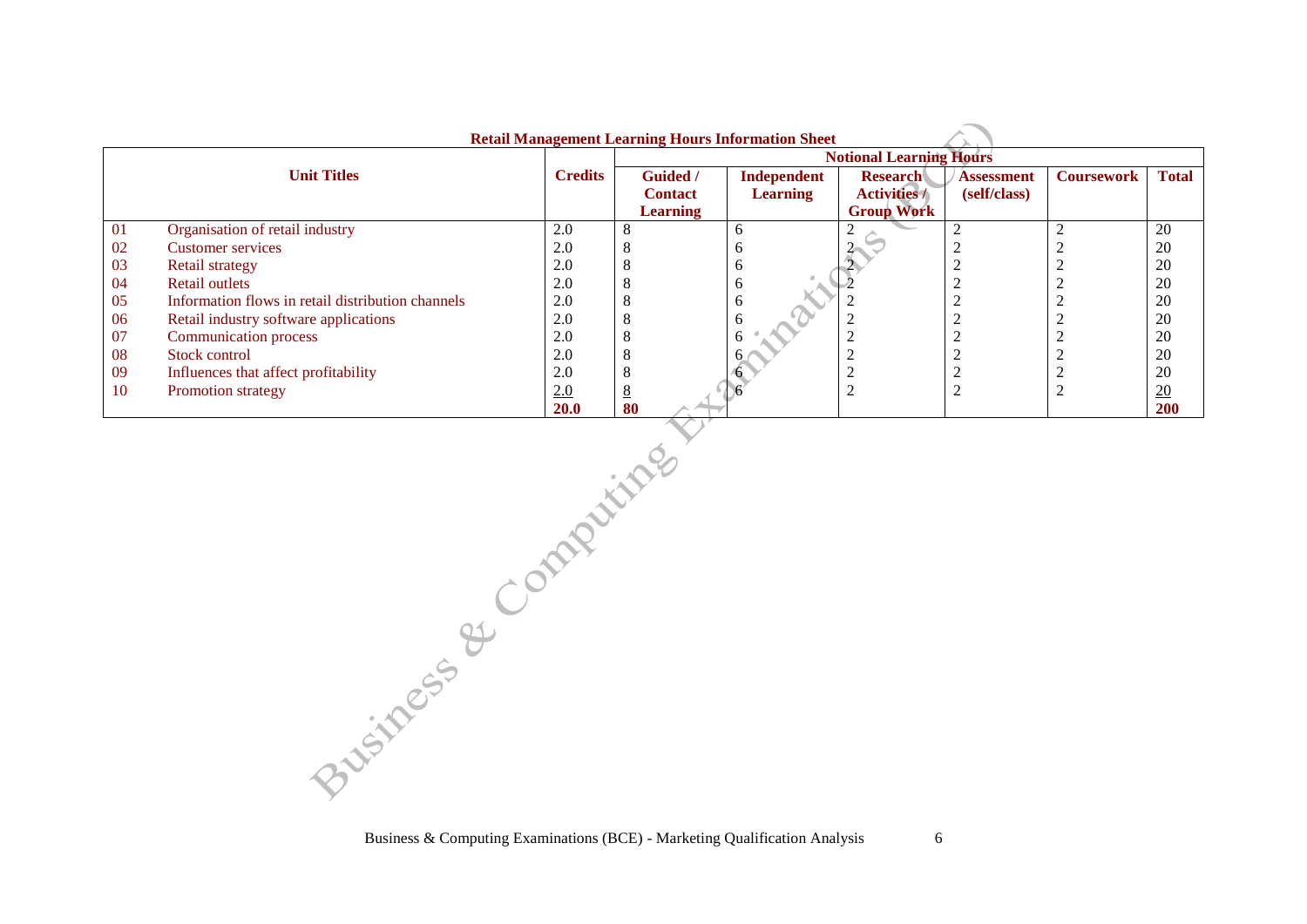**Retail Management Learning Hours Information Sheet**

| Unit Titles | | Credits | Notional Learning Hours | | | | | |
|---|---|---|---|---|---|---|---|---|
| | | | Guided / Contact Learning | Independent Learning | Research Activities / Group Work | Assessment (self/class) | Coursework | Total |
| 01 | Organisation of retail industry | 2.0 | 8 | 6 | 2 | 2 | 2 | 20 |
| 02 | Customer services | 2.0 | 8 | 6 | 2 | 2 | 2 | 20 |
| 03 | Retail strategy | 2.0 | 8 | 6 | 2 | 2 | 2 | 20 |
| 04 | Retail outlets | 2.0 | 8 | 6 | 2 | 2 | 2 | 20 |
| 05 | Information flows in retail distribution channels | 2.0 | 8 | 6 | 2 | 2 | 2 | 20 |
| 06 | Retail industry software applications | 2.0 | 8 | 6 | 2 | 2 | 2 | 20 |
| 07 | Communication process | 2.0 | 8 | 6 | 2 | 2 | 2 | 20 |
| 08 | Stock control | 2.0 | 8 | 6 | 2 | 2 | 2 | 20 |
| 09 | Influences that affect profitability | 2.0 | 8 | 6 | 2 | 2 | 2 | 20 |
| 10 | Promotion strategy | 2.0 | 8 | 6 | 2 | 2 | 2 | 20 |
| | | **20.0** | **80** | | | | | **200** |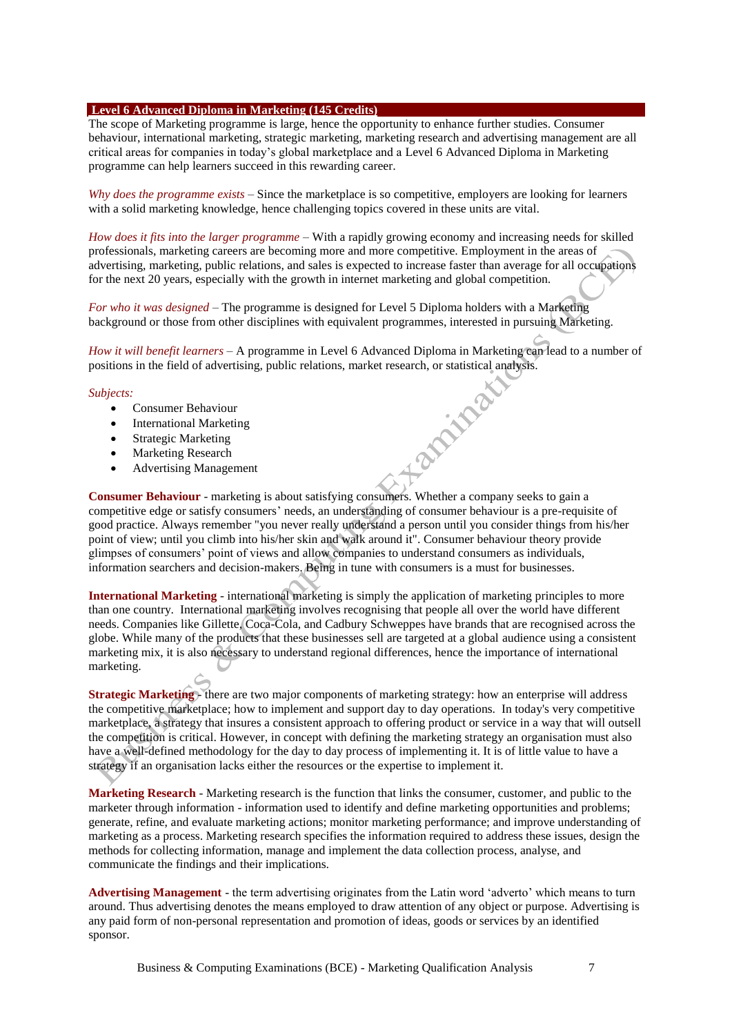## Level 6 Advanced Diploma in Marketing (145 Credits)

The scope of Marketing programme is large, hence the opportunity to enhance further studies. Consumer behaviour, international marketing, strategic marketing, marketing research and advertising management are all critical areas for companies in today's global marketplace and a Level 6 Advanced Diploma in Marketing programme can help learners succeed in this rewarding career.

*Why does the programme exists* – Since the marketplace is so competitive, employers are looking for learners with a solid marketing knowledge, hence challenging topics covered in these units are vital.

*How does it fits into the larger programme* – With a rapidly growing economy and increasing needs for skilled professionals, marketing careers are becoming more and more competitive. Employment in the areas of advertising, marketing, public relations, and sales is expected to increase faster than average for all occupations for the next 20 years, especially with the growth in internet marketing and global competition.

*For who it was designed* – The programme is designed for Level 5 Diploma holders with a Marketing background or those from other disciplines with equivalent programmes, interested in pursuing Marketing.

*How it will benefit learners* – A programme in Level 6 Advanced Diploma in Marketing can lead to a number of positions in the field of advertising, public relations, market research, or statistical analysis.

*Subjects:*

- Consumer Behaviour
- International Marketing
- Strategic Marketing
- Marketing Research
- Advertising Management

**Consumer Behaviour** - marketing is about satisfying consumers. Whether a company seeks to gain a competitive edge or satisfy consumers' needs, an understanding of consumer behaviour is a pre-requisite of good practice. Always remember "you never really understand a person until you consider things from his/her point of view; until you climb into his/her skin and walk around it". Consumer behaviour theory provide glimpses of consumers' point of views and allow companies to understand consumers as individuals, information searchers and decision-makers. Being in tune with consumers is a must for businesses.

**International Marketing** - international marketing is simply the application of marketing principles to more than one country. International marketing involves recognising that people all over the world have different needs. Companies like Gillette, Coca-Cola, and Cadbury Schweppes have brands that are recognised across the globe. While many of the products that these businesses sell are targeted at a global audience using a consistent marketing mix, it is also necessary to understand regional differences, hence the importance of international marketing.

**Strategic Marketing** - there are two major components of marketing strategy: how an enterprise will address the competitive marketplace; how to implement and support day to day operations. In today's very competitive marketplace, a strategy that insures a consistent approach to offering product or service in a way that will outsell the competition is critical. However, in concept with defining the marketing strategy an organisation must also have a well-defined methodology for the day to day process of implementing it. It is of little value to have a strategy if an organisation lacks either the resources or the expertise to implement it.

**Marketing Research** - Marketing research is the function that links the consumer, customer, and public to the marketer through information - information used to identify and define marketing opportunities and problems; generate, refine, and evaluate marketing actions; monitor marketing performance; and improve understanding of marketing as a process. Marketing research specifies the information required to address these issues, design the methods for collecting information, manage and implement the data collection process, analyse, and communicate the findings and their implications.

**Advertising Management** - the term advertising originates from the Latin word 'adverto' which means to turn around. Thus advertising denotes the means employed to draw attention of any object or purpose. Advertising is any paid form of non-personal representation and promotion of ideas, goods or services by an identified sponsor.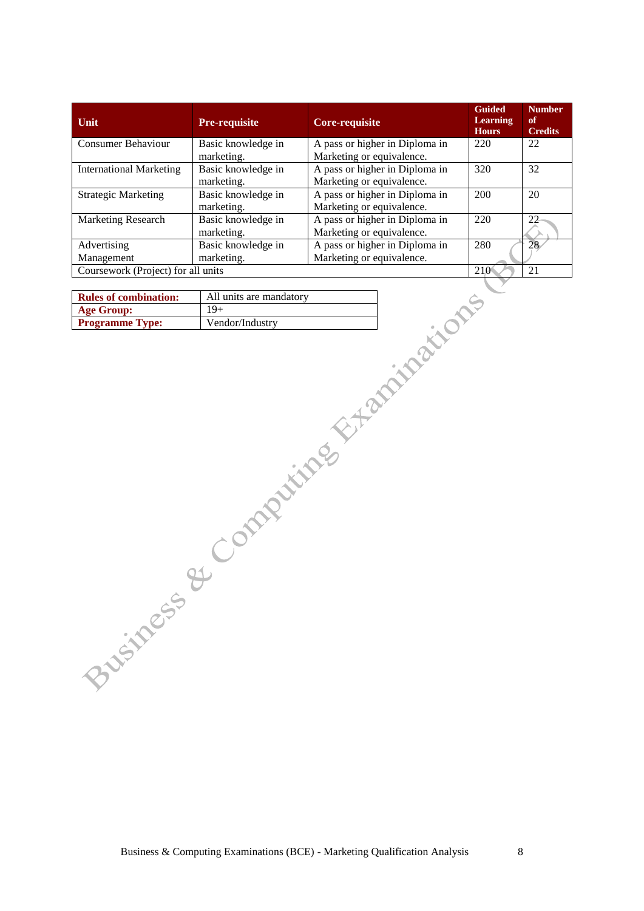| Unit | Pre-requisite | Core-requisite | Guided Learning Hours | Number of Credits |
|---|---|---|---|---|
| Consumer Behaviour | Basic knowledge in marketing. | A pass or higher in Diploma in Marketing or equivalence. | 220 | 22 |
| International Marketing | Basic knowledge in marketing. | A pass or higher in Diploma in Marketing or equivalence. | 320 | 32 |
| Strategic Marketing | Basic knowledge in marketing. | A pass or higher in Diploma in Marketing or equivalence. | 200 | 20 |
| Marketing Research | Basic knowledge in marketing. | A pass or higher in Diploma in Marketing or equivalence. | 220 | 22 |
| Advertising Management | Basic knowledge in marketing. | A pass or higher in Diploma in Marketing or equivalence. | 280 | 28 |
| Coursework (Project) for all units | | | 210 | 21 |

| | |
|---|---|
| **Rules of combination:** | All units are mandatory |
| **Age Group:** | 19+ |
| **Programme Type:** | Vendor/Industry |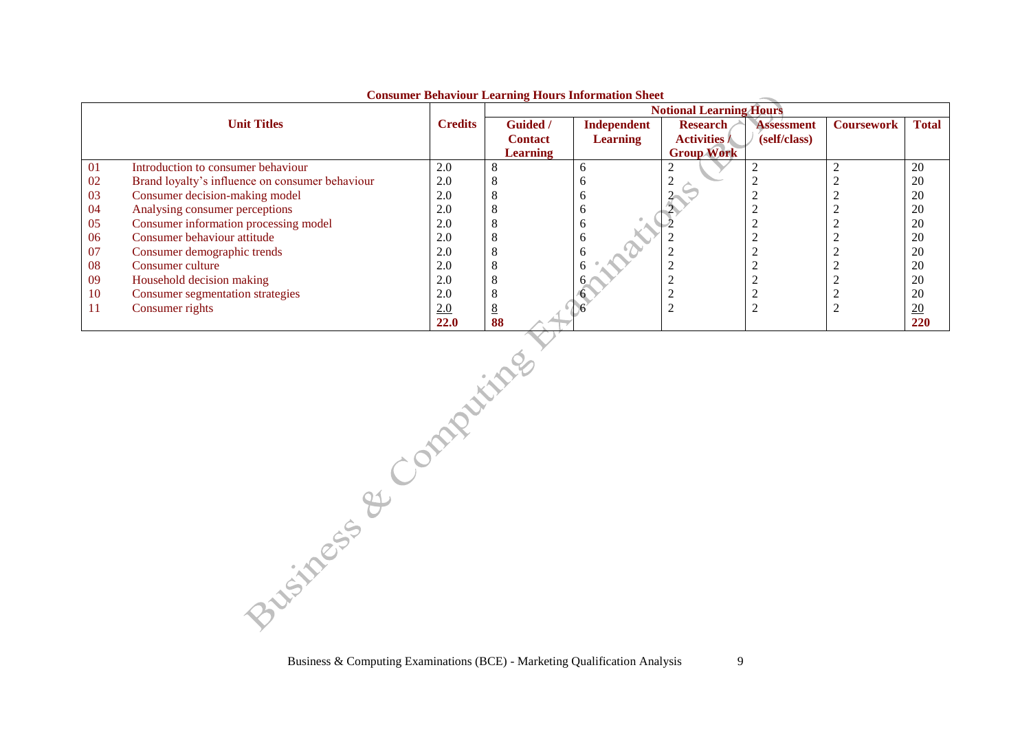**Consumer Behaviour Learning Hours Information Sheet**

| Unit Titles | | Credits | Notional Learning Hours | | | | | |
|---|---|---|---|---|---|---|---|---|
| | | | Guided / Contact Learning | Independent Learning | Research Activities / Group Work | Assessment (self/class) | Coursework | Total |
| 01 | Introduction to consumer behaviour | 2.0 | 8 | 6 | 2 | 2 | 2 | 20 |
| 02 | Brand loyalty's influence on consumer behaviour | 2.0 | 8 | 6 | 2 | 2 | 2 | 20 |
| 03 | Consumer decision-making model | 2.0 | 8 | 6 | 2 | 2 | 2 | 20 |
| 04 | Analysing consumer perceptions | 2.0 | 8 | 6 | 2 | 2 | 2 | 20 |
| 05 | Consumer information processing model | 2.0 | 8 | 6 | 2 | 2 | 2 | 20 |
| 06 | Consumer behaviour attitude | 2.0 | 8 | 6 | 2 | 2 | 2 | 20 |
| 07 | Consumer demographic trends | 2.0 | 8 | 6 | 2 | 2 | 2 | 20 |
| 08 | Consumer culture | 2.0 | 8 | 6 | 2 | 2 | 2 | 20 |
| 09 | Household decision making | 2.0 | 8 | 6 | 2 | 2 | 2 | 20 |
| 10 | Consumer segmentation strategies | 2.0 | 8 | 6 | 2 | 2 | 2 | 20 |
| 11 | Consumer rights | 2.0 | 8 | 6 | 2 | 2 | 2 | 20 |
| | | **22.0** | **88** | | | | | **220** |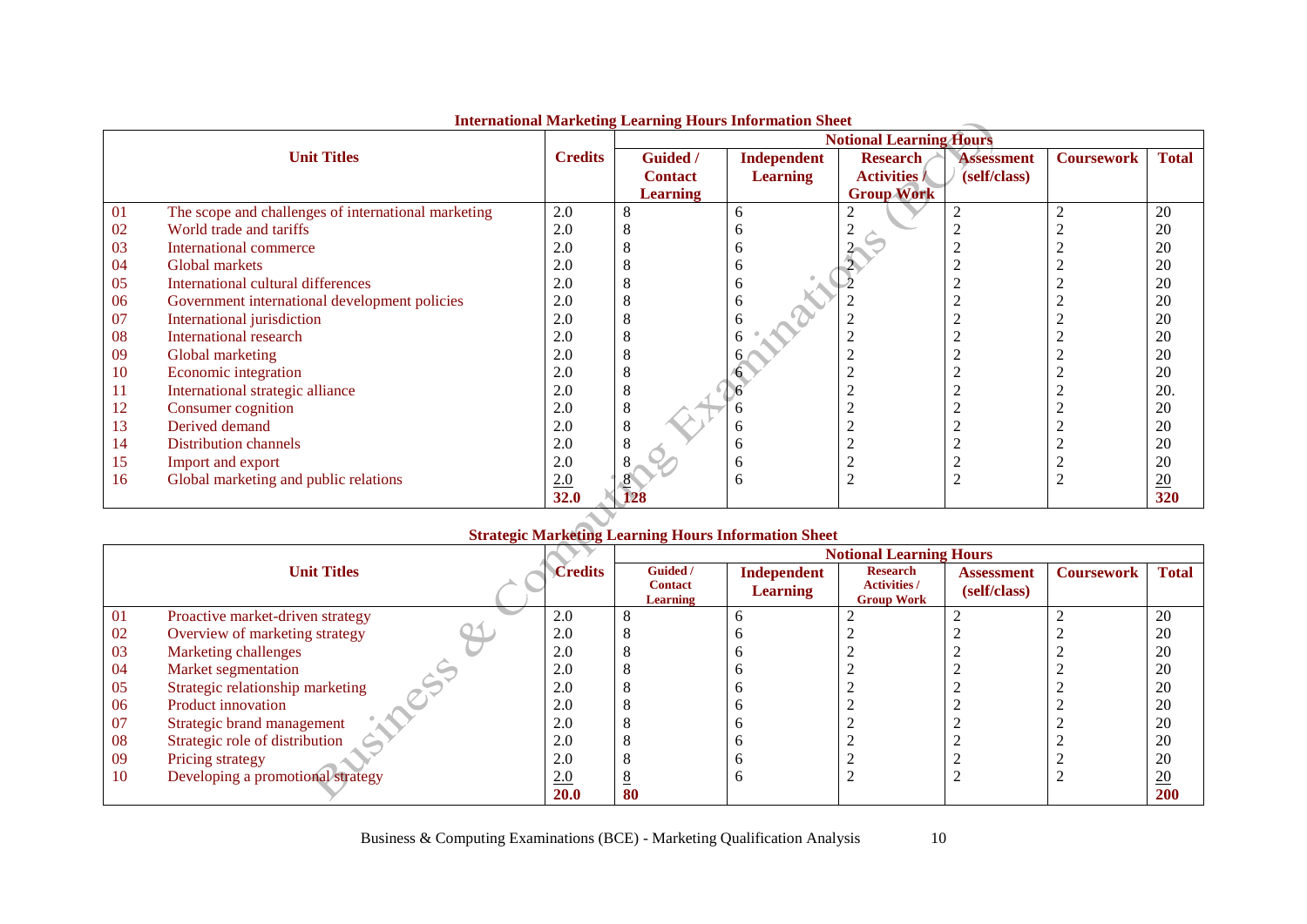## International Marketing Learning Hours Information Sheet

| | Unit Titles | Credits | Notional Learning Hours | | | | | |
|---|---|---|---|---|---|---|---|---|
| | | | Guided / Contact Learning | Independent Learning | Research Activities / Group Work | Assessment (self/class) | Coursework | Total |
| 01 | The scope and challenges of international marketing | 2.0 | 8 | 6 | 2 | 2 | 2 | 20 |
| 02 | World trade and tariffs | 2.0 | 8 | 6 | 2 | 2 | 2 | 20 |
| 03 | International commerce | 2.0 | 8 | 6 | 2 | 2 | 2 | 20 |
| 04 | Global markets | 2.0 | 8 | 6 | 2 | 2 | 2 | 20 |
| 05 | International cultural differences | 2.0 | 8 | 6 | 2 | 2 | 2 | 20 |
| 06 | Government international development policies | 2.0 | 8 | 6 | 2 | 2 | 2 | 20 |
| 07 | International jurisdiction | 2.0 | 8 | 6 | 2 | 2 | 2 | 20 |
| 08 | International research | 2.0 | 8 | 6 | 2 | 2 | 2 | 20 |
| 09 | Global marketing | 2.0 | 8 | 6 | 2 | 2 | 2 | 20 |
| 10 | Economic integration | 2.0 | 8 | 6 | 2 | 2 | 2 | 20 |
| 11 | International strategic alliance | 2.0 | 8 | 6 | 2 | 2 | 2 | 20. |
| 12 | Consumer cognition | 2.0 | 8 | 6 | 2 | 2 | 2 | 20 |
| 13 | Derived demand | 2.0 | 8 | 6 | 2 | 2 | 2 | 20 |
| 14 | Distribution channels | 2.0 | 8 | 6 | 2 | 2 | 2 | 20 |
| 15 | Import and export | 2.0 | 8 | 6 | 2 | 2 | 2 | 20 |
| 16 | Global marketing and public relations | 2.0 | 8 | 6 | 2 | 2 | 2 | 20 |
| | | **32.0** | **128** | | | | | **320** |

## Strategic Marketing Learning Hours Information Sheet

| | Unit Titles | Credits | Notional Learning Hours | | | | | |
|---|---|---|---|---|---|---|---|---|
| | | | Guided / Contact Learning | Independent Learning | Research Activities / Group Work | Assessment (self/class) | Coursework | Total |
| 01 | Proactive market-driven strategy | 2.0 | 8 | 6 | 2 | 2 | 2 | 20 |
| 02 | Overview of marketing strategy | 2.0 | 8 | 6 | 2 | 2 | 2 | 20 |
| 03 | Marketing challenges | 2.0 | 8 | 6 | 2 | 2 | 2 | 20 |
| 04 | Market segmentation | 2.0 | 8 | 6 | 2 | 2 | 2 | 20 |
| 05 | Strategic relationship marketing | 2.0 | 8 | 6 | 2 | 2 | 2 | 20 |
| 06 | Product innovation | 2.0 | 8 | 6 | 2 | 2 | 2 | 20 |
| 07 | Strategic brand management | 2.0 | 8 | 6 | 2 | 2 | 2 | 20 |
| 08 | Strategic role of distribution | 2.0 | 8 | 6 | 2 | 2 | 2 | 20 |
| 09 | Pricing strategy | 2.0 | 8 | 6 | 2 | 2 | 2 | 20 |
| 10 | Developing a promotional strategy | 2.0 | 8 | 6 | 2 | 2 | 2 | 20 |
| | | **20.0** | **80** | | | | | **200** |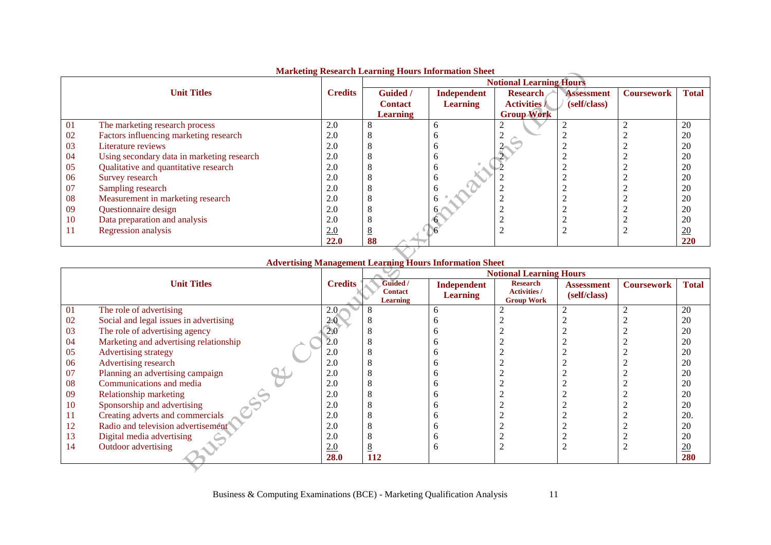**Marketing Research Learning Hours Information Sheet**

| Unit Titles | | Credits | Notional Learning Hours | | | | | |
|---|---|---|---|---|---|---|---|---|
| | | | Guided / Contact Learning | Independent Learning | Research Activities / Group Work | Assessment (self/class) | Coursework | Total |
| 01 | The marketing research process | 2.0 | 8 | 6 | 2 | 2 | 2 | 20 |
| 02 | Factors influencing marketing research | 2.0 | 8 | 6 | 2 | 2 | 2 | 20 |
| 03 | Literature reviews | 2.0 | 8 | 6 | 2 | 2 | 2 | 20 |
| 04 | Using secondary data in marketing research | 2.0 | 8 | 6 | 2 | 2 | 2 | 20 |
| 05 | Qualitative and quantitative research | 2.0 | 8 | 6 | 2 | 2 | 2 | 20 |
| 06 | Survey research | 2.0 | 8 | 6 | 2 | 2 | 2 | 20 |
| 07 | Sampling research | 2.0 | 8 | 6 | 2 | 2 | 2 | 20 |
| 08 | Measurement in marketing research | 2.0 | 8 | 6 | 2 | 2 | 2 | 20 |
| 09 | Questionnaire design | 2.0 | 8 | 6 | 2 | 2 | 2 | 20 |
| 10 | Data preparation and analysis | 2.0 | 8 | 6 | 2 | 2 | 2 | 20 |
| 11 | Regression analysis | 2.0 | 8 | 6 | 2 | 2 | 2 | 20 |
| | | **22.0** | **88** | | | | | **220** |

**Advertising Management Learning Hours Information Sheet**

| Unit Titles | | Credits | Notional Learning Hours | | | | | |
|---|---|---|---|---|---|---|---|---|
| | | | Guided / Contact Learning | Independent Learning | Research Activities / Group Work | Assessment (self/class) | Coursework | Total |
| 01 | The role of advertising | 2.0 | 8 | 6 | 2 | 2 | 2 | 20 |
| 02 | Social and legal issues in advertising | 2.0 | 8 | 6 | 2 | 2 | 2 | 20 |
| 03 | The role of advertising agency | 2.0 | 8 | 6 | 2 | 2 | 2 | 20 |
| 04 | Marketing and advertising relationship | 2.0 | 8 | 6 | 2 | 2 | 2 | 20 |
| 05 | Advertising strategy | 2.0 | 8 | 6 | 2 | 2 | 2 | 20 |
| 06 | Advertising research | 2.0 | 8 | 6 | 2 | 2 | 2 | 20 |
| 07 | Planning an advertising campaign | 2.0 | 8 | 6 | 2 | 2 | 2 | 20 |
| 08 | Communications and media | 2.0 | 8 | 6 | 2 | 2 | 2 | 20 |
| 09 | Relationship marketing | 2.0 | 8 | 6 | 2 | 2 | 2 | 20 |
| 10 | Sponsorship and advertising | 2.0 | 8 | 6 | 2 | 2 | 2 | 20 |
| 11 | Creating adverts and commercials | 2.0 | 8 | 6 | 2 | 2 | 2 | 20. |
| 12 | Radio and television advertisement | 2.0 | 8 | 6 | 2 | 2 | 2 | 20 |
| 13 | Digital media advertising | 2.0 | 8 | 6 | 2 | 2 | 2 | 20 |
| 14 | Outdoor advertising | 2.0 | 8 | 6 | 2 | 2 | 2 | 20 |
| | | **28.0** | **112** | | | | | **280** |